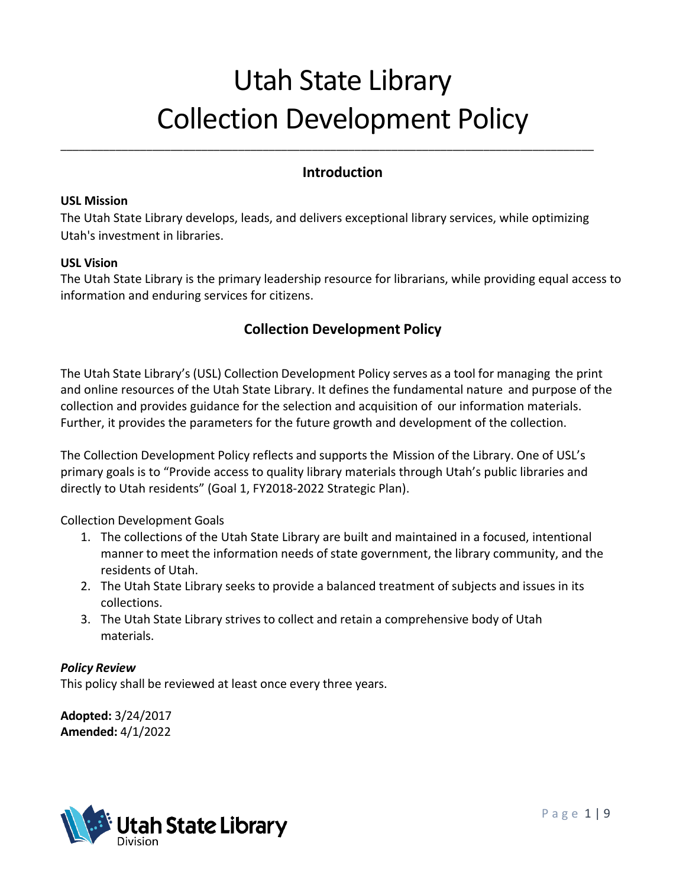# Utah State Library
# Collection Development Policy

---

## Introduction

**USL Mission**
The Utah State Library develops, leads, and delivers exceptional library services, while optimizing Utah's investment in libraries.

**USL Vision**
The Utah State Library is the primary leadership resource for librarians, while providing equal access to information and enduring services for citizens.

## Collection Development Policy

The Utah State Library's (USL) Collection Development Policy serves as a tool for managing the print and online resources of the Utah State Library. It defines the fundamental nature and purpose of the collection and provides guidance for the selection and acquisition of our information materials. Further, it provides the parameters for the future growth and development of the collection.

The Collection Development Policy reflects and supports the Mission of the Library. One of USL's primary goals is to "Provide access to quality library materials through Utah's public libraries and directly to Utah residents" (Goal 1, FY2018-2022 Strategic Plan).

Collection Development Goals

1. The collections of the Utah State Library are built and maintained in a focused, intentional manner to meet the information needs of state government, the library community, and the residents of Utah.
2. The Utah State Library seeks to provide a balanced treatment of subjects and issues in its collections.
3. The Utah State Library strives to collect and retain a comprehensive body of Utah materials.

***Policy Review***
This policy shall be reviewed at least once every three years.

**Adopted:** 3/24/2017
**Amended:** 4/1/2022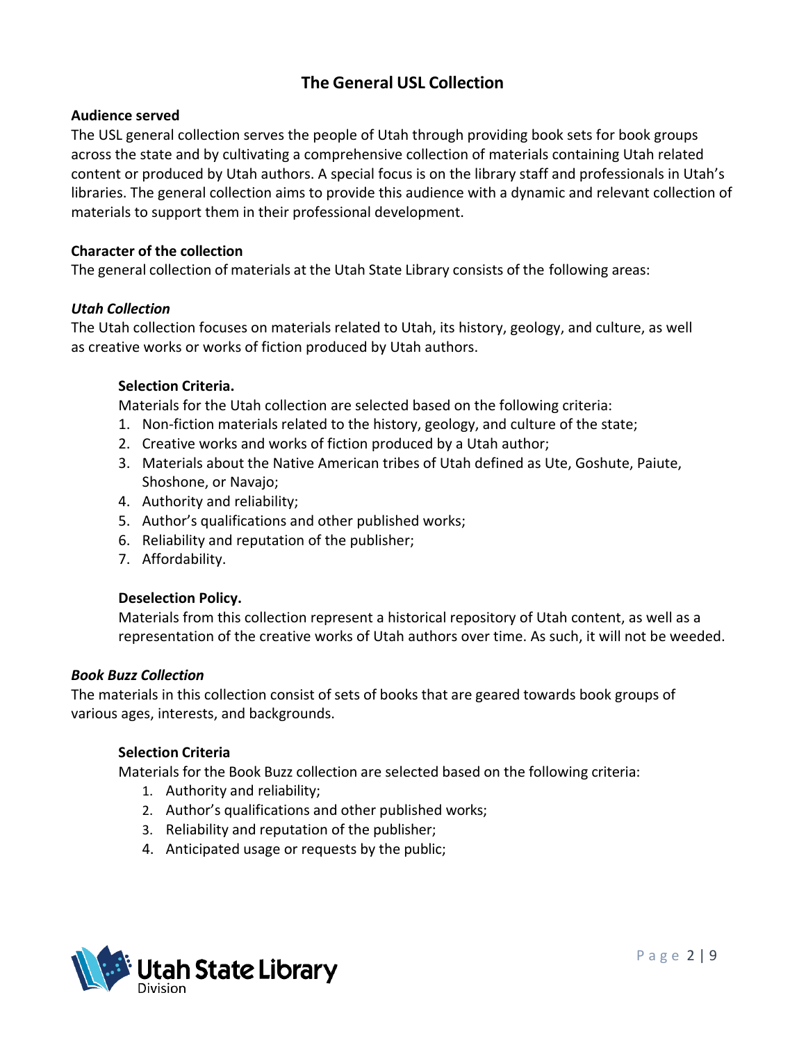# The General USL Collection

**Audience served**

The USL general collection serves the people of Utah through providing book sets for book groups across the state and by cultivating a comprehensive collection of materials containing Utah related content or produced by Utah authors. A special focus is on the library staff and professionals in Utah's libraries. The general collection aims to provide this audience with a dynamic and relevant collection of materials to support them in their professional development.

**Character of the collection**

The general collection of materials at the Utah State Library consists of the following areas:

***Utah Collection***

The Utah collection focuses on materials related to Utah, its history, geology, and culture, as well as creative works or works of fiction produced by Utah authors.

**Selection Criteria.**

Materials for the Utah collection are selected based on the following criteria:

1. Non-fiction materials related to the history, geology, and culture of the state;
2. Creative works and works of fiction produced by a Utah author;
3. Materials about the Native American tribes of Utah defined as Ute, Goshute, Paiute, Shoshone, or Navajo;
4. Authority and reliability;
5. Author's qualifications and other published works;
6. Reliability and reputation of the publisher;
7. Affordability.

**Deselection Policy.**

Materials from this collection represent a historical repository of Utah content, as well as a representation of the creative works of Utah authors over time. As such, it will not be weeded.

***Book Buzz Collection***

The materials in this collection consist of sets of books that are geared towards book groups of various ages, interests, and backgrounds.

**Selection Criteria**

Materials for the Book Buzz collection are selected based on the following criteria:

1. Authority and reliability;
2. Author's qualifications and other published works;
3. Reliability and reputation of the publisher;
4. Anticipated usage or requests by the public;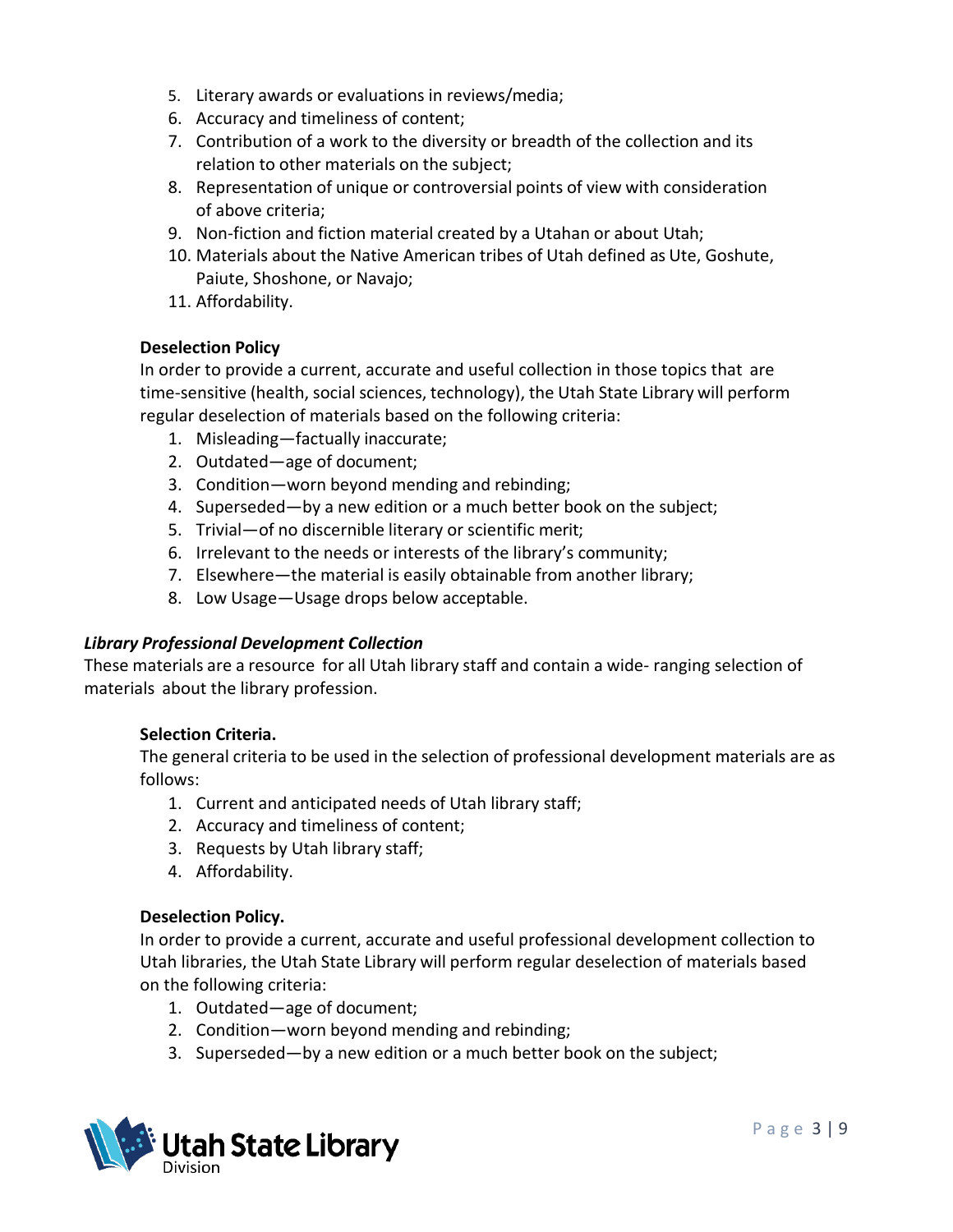5. Literary awards or evaluations in reviews/media;
6. Accuracy and timeliness of content;
7. Contribution of a work to the diversity or breadth of the collection and its relation to other materials on the subject;
8. Representation of unique or controversial points of view with consideration of above criteria;
9. Non-fiction and fiction material created by a Utahan or about Utah;
10. Materials about the Native American tribes of Utah defined as Ute, Goshute, Paiute, Shoshone, or Navajo;
11. Affordability.

**Deselection Policy**

In order to provide a current, accurate and useful collection in those topics that are time-sensitive (health, social sciences, technology), the Utah State Library will perform regular deselection of materials based on the following criteria:

1. Misleading—factually inaccurate;
2. Outdated—age of document;
3. Condition—worn beyond mending and rebinding;
4. Superseded—by a new edition or a much better book on the subject;
5. Trivial—of no discernible literary or scientific merit;
6. Irrelevant to the needs or interests of the library's community;
7. Elsewhere—the material is easily obtainable from another library;
8. Low Usage—Usage drops below acceptable.

***Library Professional Development Collection***

These materials are a resource for all Utah library staff and contain a wide- ranging selection of materials about the library profession.

**Selection Criteria.**

The general criteria to be used in the selection of professional development materials are as follows:

1. Current and anticipated needs of Utah library staff;
2. Accuracy and timeliness of content;
3. Requests by Utah library staff;
4. Affordability.

**Deselection Policy.**

In order to provide a current, accurate and useful professional development collection to Utah libraries, the Utah State Library will perform regular deselection of materials based on the following criteria:

1. Outdated—age of document;
2. Condition—worn beyond mending and rebinding;
3. Superseded—by a new edition or a much better book on the subject;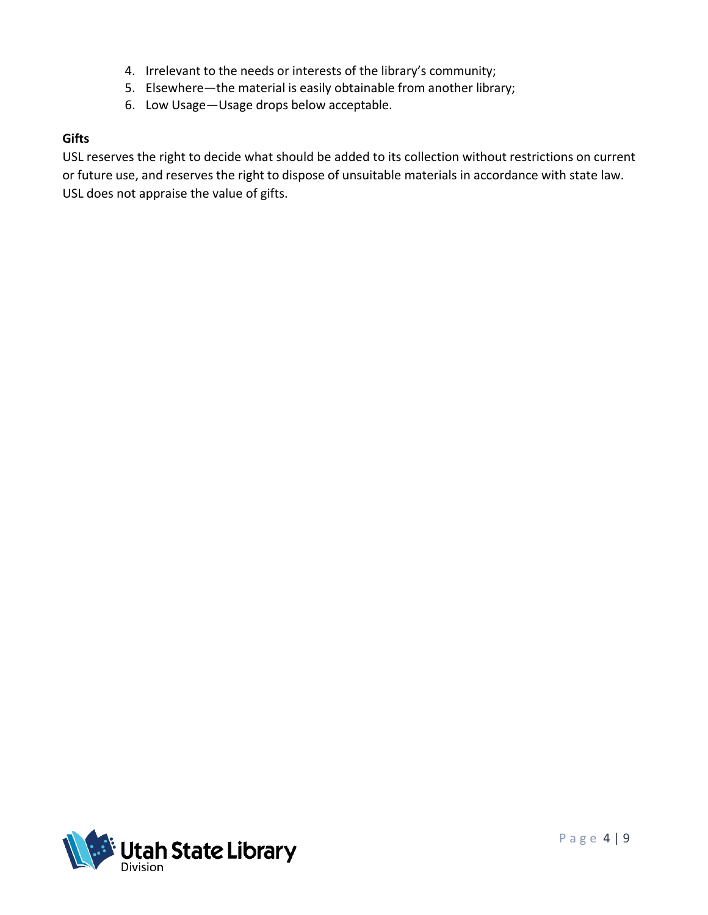4. Irrelevant to the needs or interests of the library's community;
5. Elsewhere—the material is easily obtainable from another library;
6. Low Usage—Usage drops below acceptable.

**Gifts**

USL reserves the right to decide what should be added to its collection without restrictions on current or future use, and reserves the right to dispose of unsuitable materials in accordance with state law. USL does not appraise the value of gifts.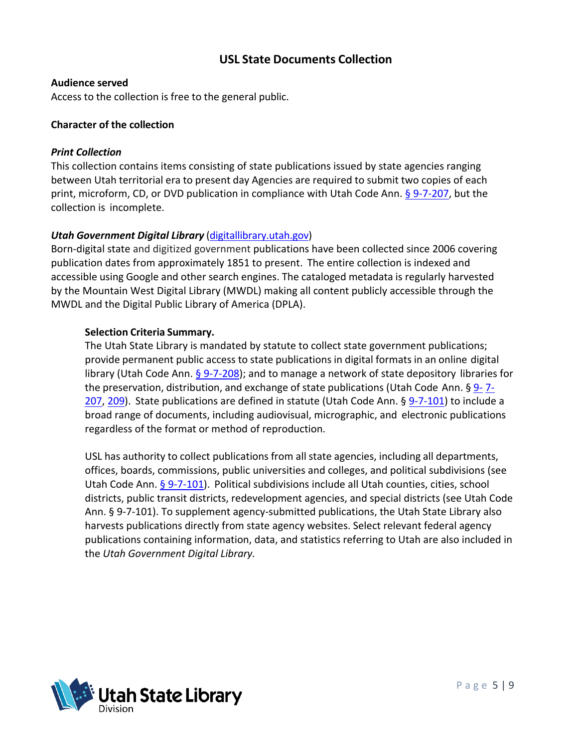## USL State Documents Collection

**Audience served**

Access to the collection is free to the general public.

**Character of the collection**

***Print Collection***

This collection contains items consisting of state publications issued by state agencies ranging between Utah territorial era to present day Agencies are required to submit two copies of each print, microform, CD, or DVD publication in compliance with Utah Code Ann. § 9-7-207, but the collection is incomplete.

***Utah Government Digital Library*** (digitallibrary.utah.gov)

Born-digital state and digitized government publications have been collected since 2006 covering publication dates from approximately 1851 to present. The entire collection is indexed and accessible using Google and other search engines. The cataloged metadata is regularly harvested by the Mountain West Digital Library (MWDL) making all content publicly accessible through the MWDL and the Digital Public Library of America (DPLA).

**Selection Criteria Summary.**

The Utah State Library is mandated by statute to collect state government publications; provide permanent public access to state publications in digital formats in an online digital library (Utah Code Ann. § 9-7-208); and to manage a network of state depository libraries for the preservation, distribution, and exchange of state publications (Utah Code Ann. § 9-7-207, 209). State publications are defined in statute (Utah Code Ann. § 9-7-101) to include a broad range of documents, including audiovisual, micrographic, and electronic publications regardless of the format or method of reproduction.

USL has authority to collect publications from all state agencies, including all departments, offices, boards, commissions, public universities and colleges, and political subdivisions (see Utah Code Ann. § 9-7-101). Political subdivisions include all Utah counties, cities, school districts, public transit districts, redevelopment agencies, and special districts (see Utah Code Ann. § 9-7-101). To supplement agency-submitted publications, the Utah State Library also harvests publications directly from state agency websites. Select relevant federal agency publications containing information, data, and statistics referring to Utah are also included in the *Utah Government Digital Library.*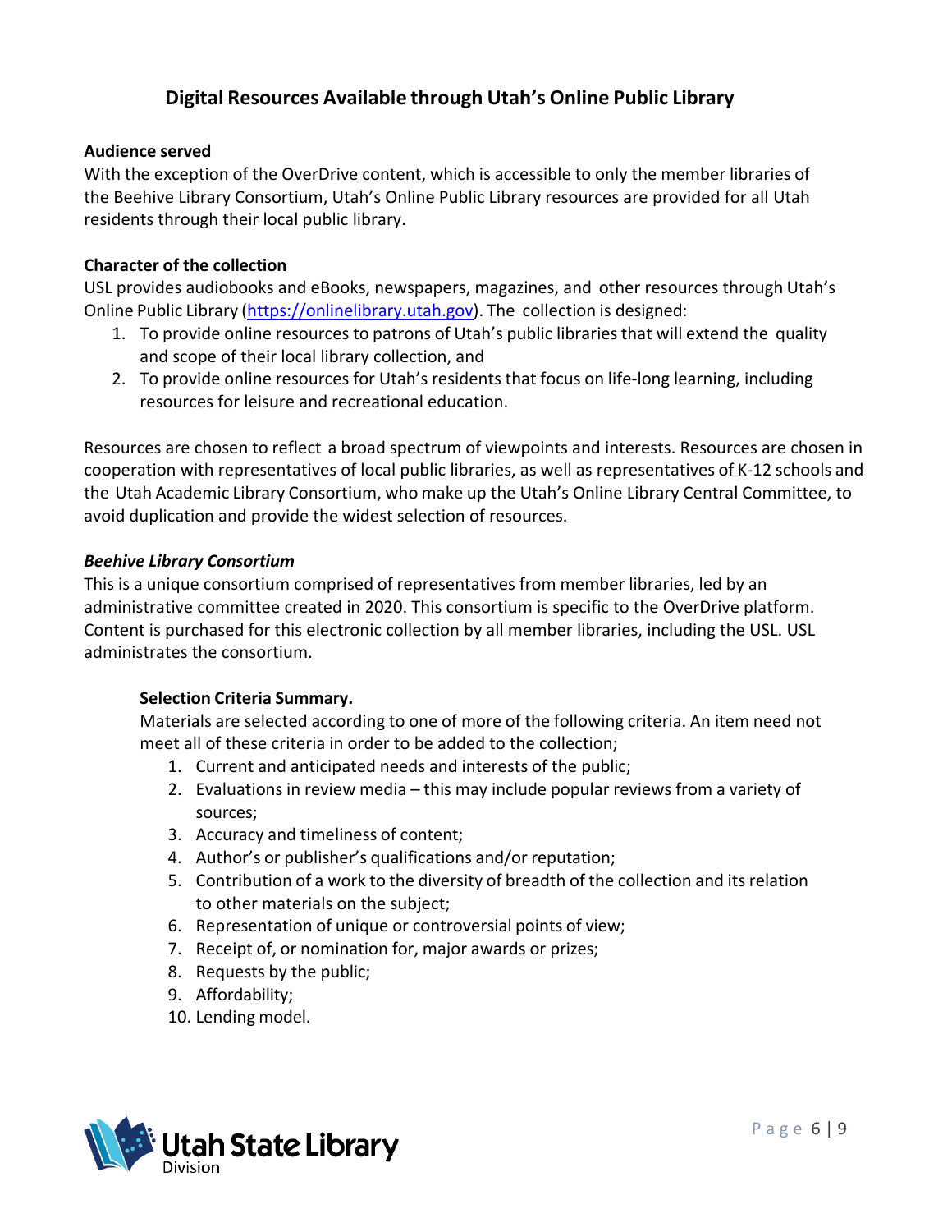## Digital Resources Available through Utah's Online Public Library

**Audience served**

With the exception of the OverDrive content, which is accessible to only the member libraries of the Beehive Library Consortium, Utah's Online Public Library resources are provided for all Utah residents through their local public library.

**Character of the collection**

USL provides audiobooks and eBooks, newspapers, magazines, and other resources through Utah's Online Public Library (https://onlinelibrary.utah.gov). The collection is designed:

1. To provide online resources to patrons of Utah's public libraries that will extend the quality and scope of their local library collection, and
2. To provide online resources for Utah's residents that focus on life-long learning, including resources for leisure and recreational education.

Resources are chosen to reflect a broad spectrum of viewpoints and interests. Resources are chosen in cooperation with representatives of local public libraries, as well as representatives of K-12 schools and the Utah Academic Library Consortium, who make up the Utah's Online Library Central Committee, to avoid duplication and provide the widest selection of resources.

***Beehive Library Consortium***

This is a unique consortium comprised of representatives from member libraries, led by an administrative committee created in 2020. This consortium is specific to the OverDrive platform. Content is purchased for this electronic collection by all member libraries, including the USL. USL administrates the consortium.

**Selection Criteria Summary.**

Materials are selected according to one of more of the following criteria. An item need not meet all of these criteria in order to be added to the collection;

1. Current and anticipated needs and interests of the public;
2. Evaluations in review media – this may include popular reviews from a variety of sources;
3. Accuracy and timeliness of content;
4. Author's or publisher's qualifications and/or reputation;
5. Contribution of a work to the diversity of breadth of the collection and its relation to other materials on the subject;
6. Representation of unique or controversial points of view;
7. Receipt of, or nomination for, major awards or prizes;
8. Requests by the public;
9. Affordability;
10. Lending model.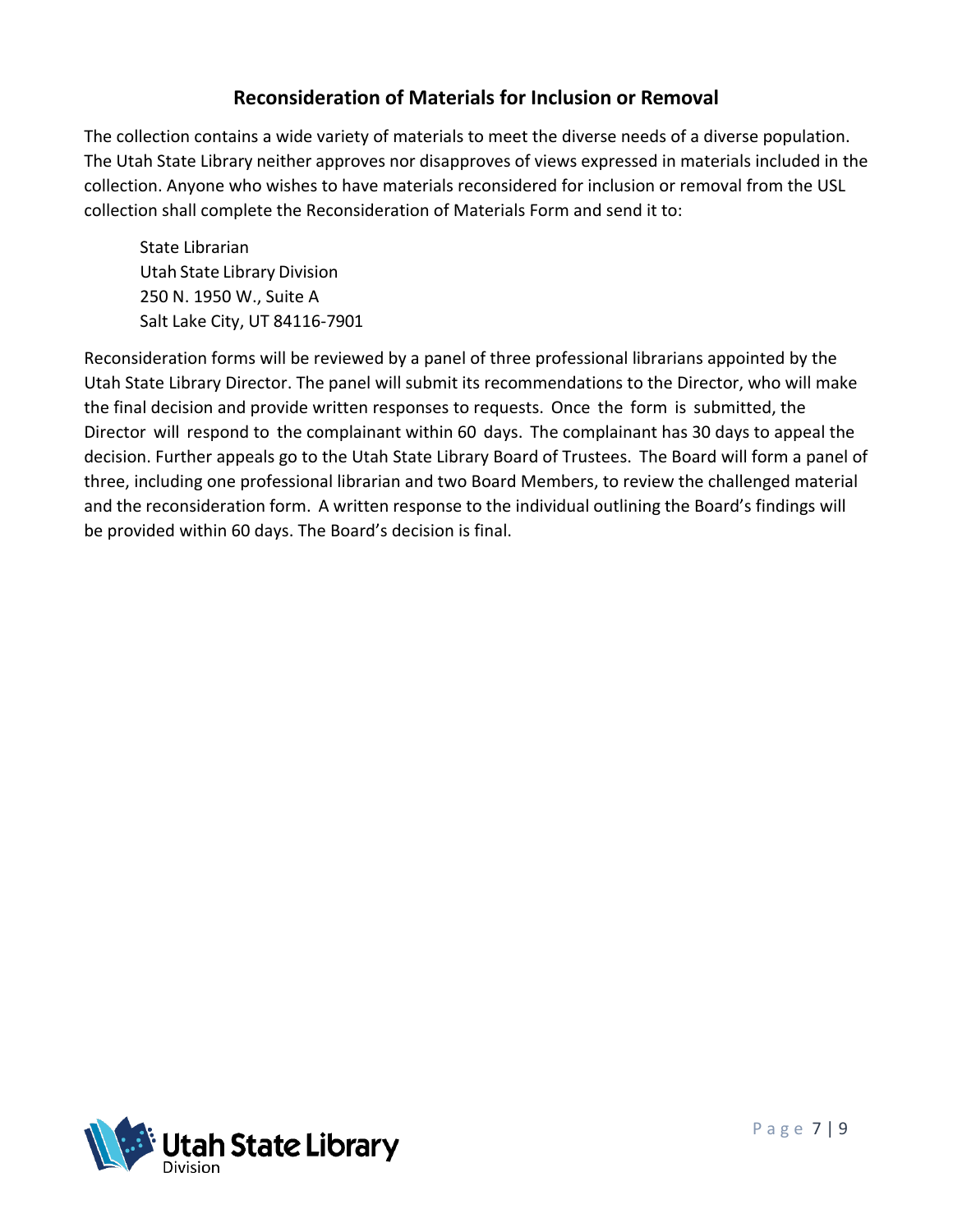## Reconsideration of Materials for Inclusion or Removal

The collection contains a wide variety of materials to meet the diverse needs of a diverse population. The Utah State Library neither approves nor disapproves of views expressed in materials included in the collection. Anyone who wishes to have materials reconsidered for inclusion or removal from the USL collection shall complete the Reconsideration of Materials Form and send it to:

State Librarian
Utah State Library Division
250 N. 1950 W., Suite A
Salt Lake City, UT 84116-7901

Reconsideration forms will be reviewed by a panel of three professional librarians appointed by the Utah State Library Director. The panel will submit its recommendations to the Director, who will make the final decision and provide written responses to requests. Once the form is submitted, the Director will respond to the complainant within 60 days. The complainant has 30 days to appeal the decision. Further appeals go to the Utah State Library Board of Trustees. The Board will form a panel of three, including one professional librarian and two Board Members, to review the challenged material and the reconsideration form. A written response to the individual outlining the Board's findings will be provided within 60 days. The Board's decision is final.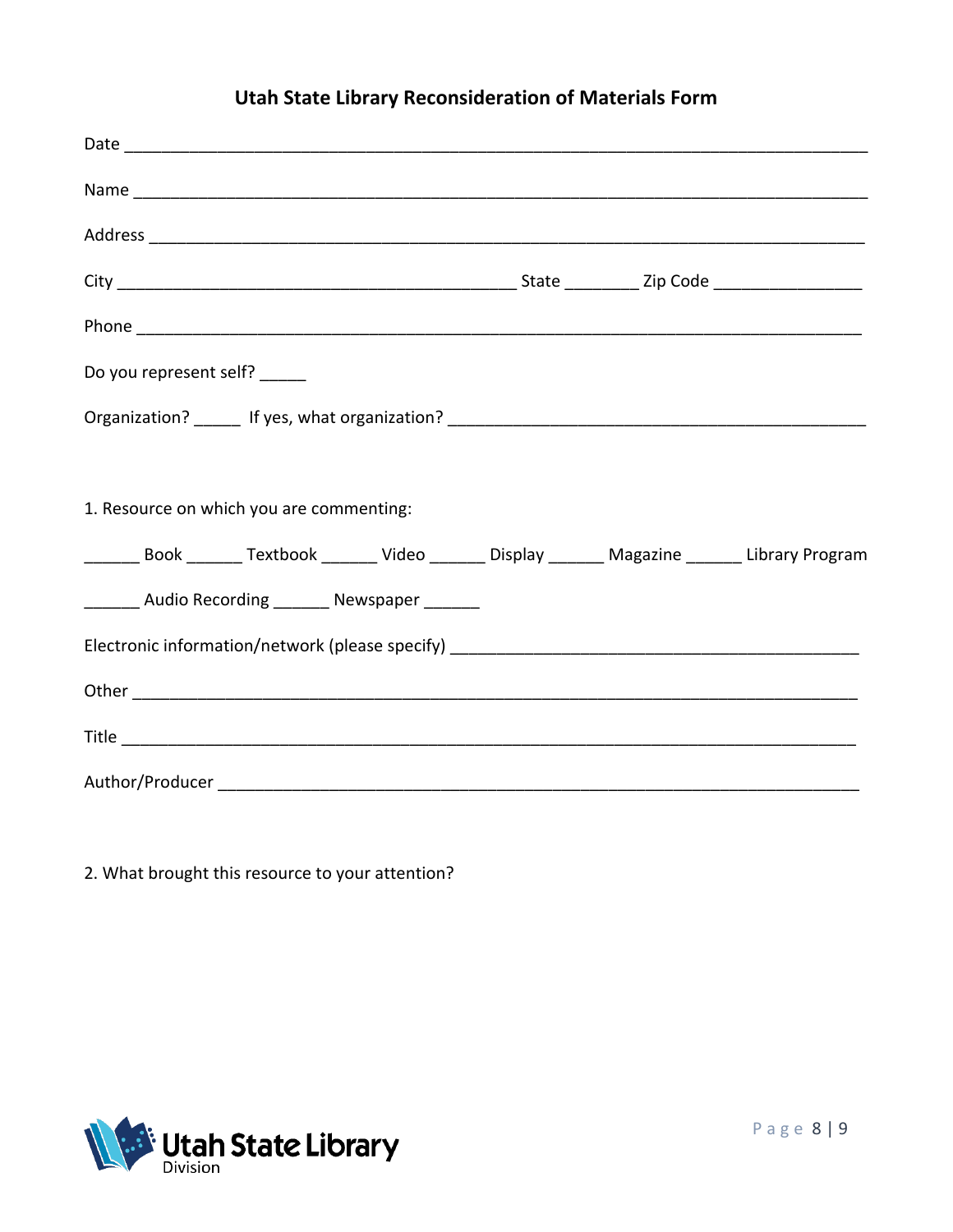# Utah State Library Reconsideration of Materials Form

Date ________________________________________________________________________________

Name _______________________________________________________________________________

Address _____________________________________________________________________________

City ____________________________________________ State ________ Zip Code ________________

Phone _______________________________________________________________________________

Do you represent self? _____

Organization? _____ If yes, what organization? _____________________________________________

1. Resource on which you are commenting:

______ Book ______ Textbook ______ Video ______ Display ______ Magazine ______ Library Program

______ Audio Recording ______ Newspaper ______

Electronic information/network (please specify) _____________________________________________

Other _______________________________________________________________________________

Title ________________________________________________________________________________

Author/Producer ______________________________________________________________________

2. What brought this resource to your attention?

Utah State Library Division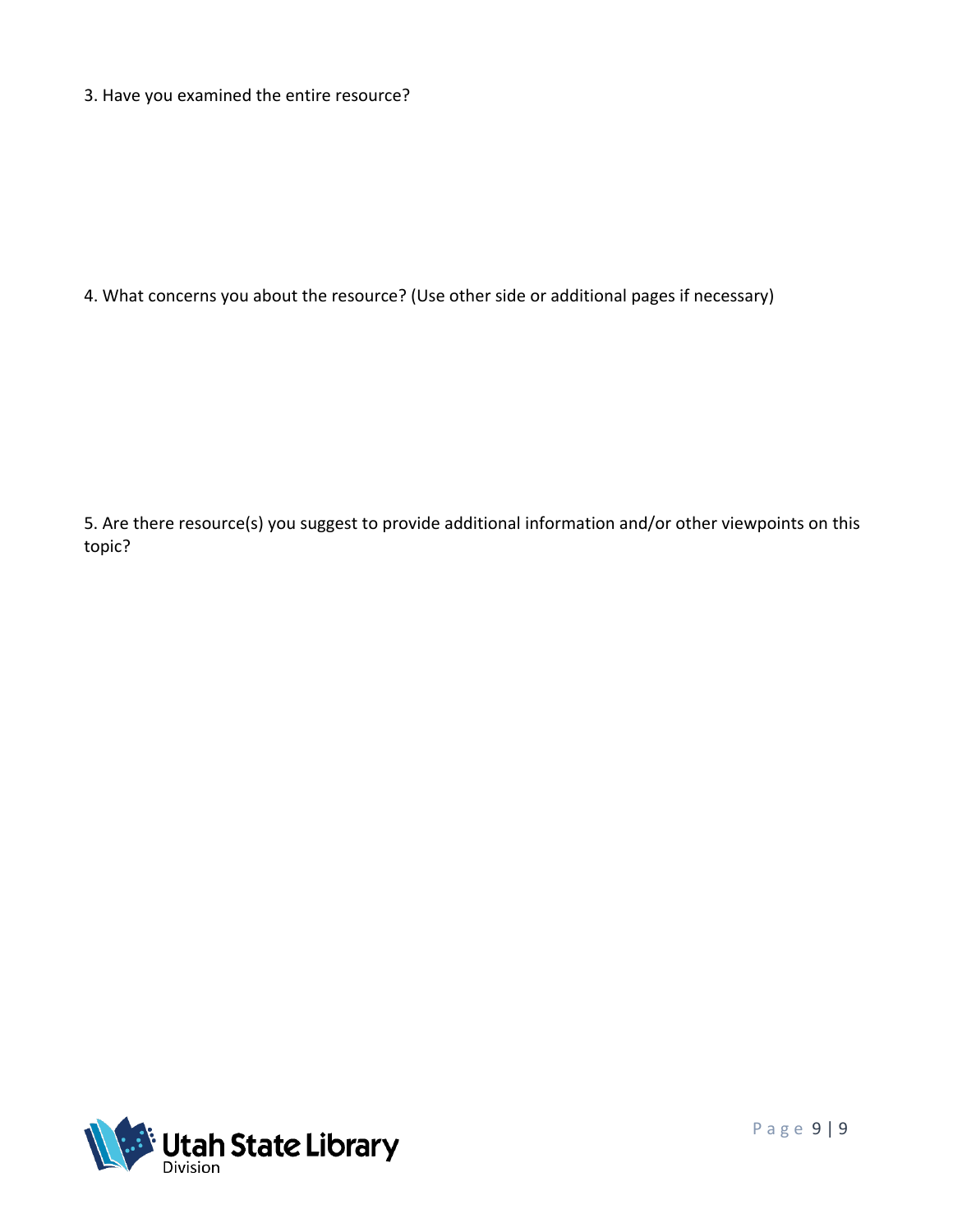3. Have you examined the entire resource?

4. What concerns you about the resource? (Use other side or additional pages if necessary)

5. Are there resource(s) you suggest to provide additional information and/or other viewpoints on this topic?